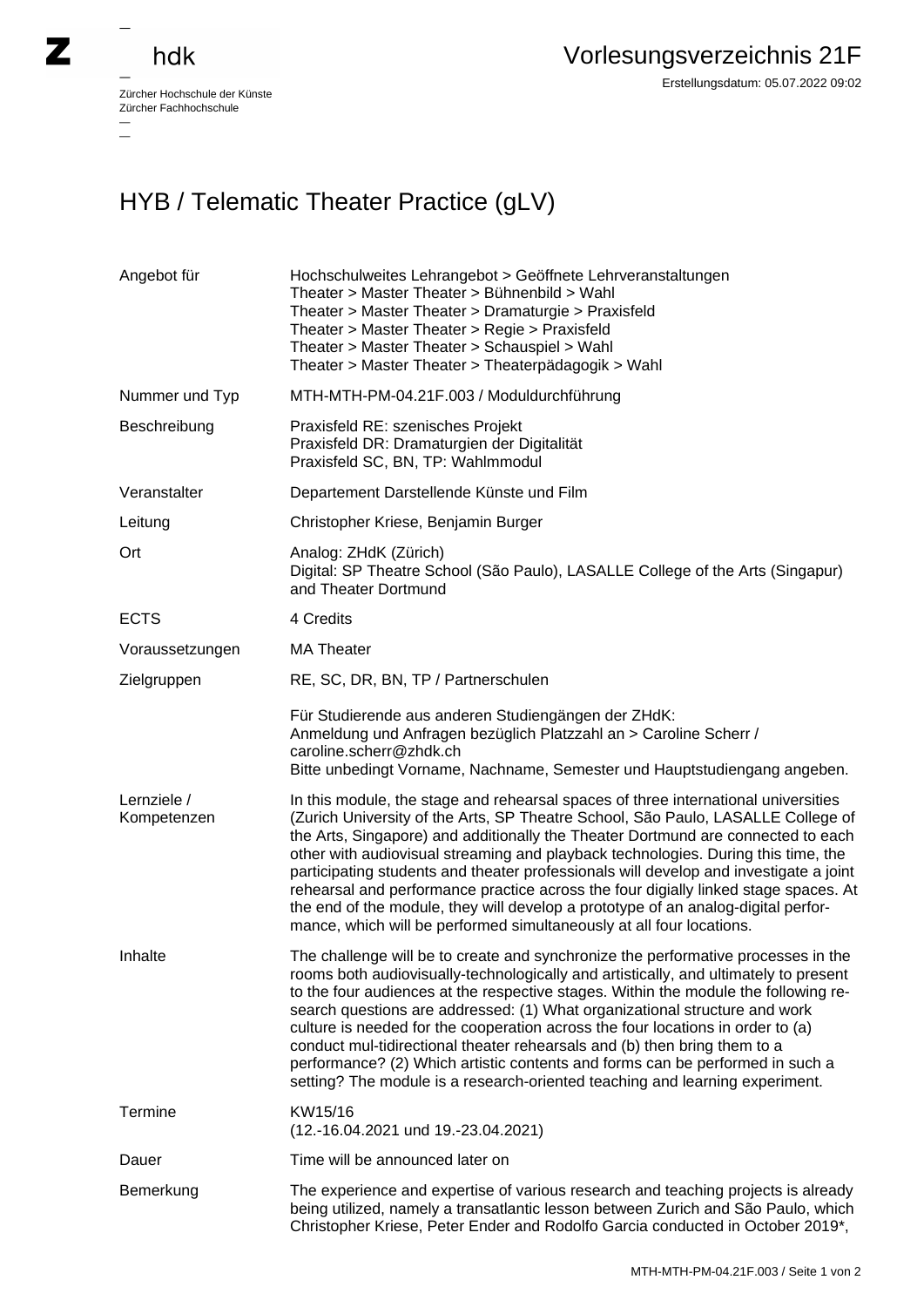Zürcher Hochschule der Künste
Zürcher Fachhochschule

# Vorlesungsverzeichnis 21F

Erstellungsdatum: 05.07.2022 09:02

## HYB / Telematic Theater Practice (gLV)

| | |
|---|---|
| Angebot für | Hochschulweites Lehrangebot > Geöffnete Lehrveranstaltungen<br>Theater > Master Theater > Bühnenbild > Wahl<br>Theater > Master Theater > Dramaturgie > Praxisfeld<br>Theater > Master Theater > Regie > Praxisfeld<br>Theater > Master Theater > Schauspiel > Wahl<br>Theater > Master Theater > Theaterpädagogik > Wahl |
| Nummer und Typ | MTH-MTH-PM-04.21F.003 / Moduldurchführung |
| Beschreibung | Praxisfeld RE: szenisches Projekt<br>Praxisfeld DR: Dramaturgien der Digitalität<br>Praxisfeld SC, BN, TP: Wahlmmodul |
| Veranstalter | Departement Darstellende Künste und Film |
| Leitung | Christopher Kriese, Benjamin Burger |
| Ort | Analog: ZHdK (Zürich)<br>Digital: SP Theatre School (São Paulo), LASALLE College of the Arts (Singapur) and Theater Dortmund |
| ECTS | 4 Credits |
| Voraussetzungen | MA Theater |
| Zielgruppen | RE, SC, DR, BN, TP / Partnerschulen<br><br>Für Studierende aus anderen Studiengängen der ZHdK:<br>Anmeldung und Anfragen bezüglich Platzzahl an > Caroline Scherr / caroline.scherr@zhdk.ch<br>Bitte unbedingt Vorname, Nachname, Semester und Hauptstudiengang angeben. |
| Lernziele / Kompetenzen | In this module, the stage and rehearsal spaces of three international universities (Zurich University of the Arts, SP Theatre School, São Paulo, LASALLE College of the Arts, Singapore) and additionally the Theater Dortmund are connected to each other with audiovisual streaming and playback technologies. During this time, the participating students and theater professionals will develop and investigate a joint rehearsal and performance practice across the four digially linked stage spaces. At the end of the module, they will develop a prototype of an analog-digital performance, which will be performed simultaneously at all four locations. |
| Inhalte | The challenge will be to create and synchronize the performative processes in the rooms both audiovisually-technologically and artistically, and ultimately to present to the four audiences at the respective stages. Within the module the following research questions are addressed: (1) What organizational structure and work culture is needed for the cooperation across the four locations in order to (a) conduct mul-tidirectional theater rehearsals and (b) then bring them to a performance? (2) Which artistic contents and forms can be performed in such a setting? The module is a research-oriented teaching and learning experiment. |
| Termine | KW15/16<br>(12.-16.04.2021 und 19.-23.04.2021) |
| Dauer | Time will be announced later on |
| Bemerkung | The experience and expertise of various research and teaching projects is already being utilized, namely a transatlantic lesson between Zurich and São Paulo, which Christopher Kriese, Peter Ender and Rodolfo Garcia conducted in October 2019*, |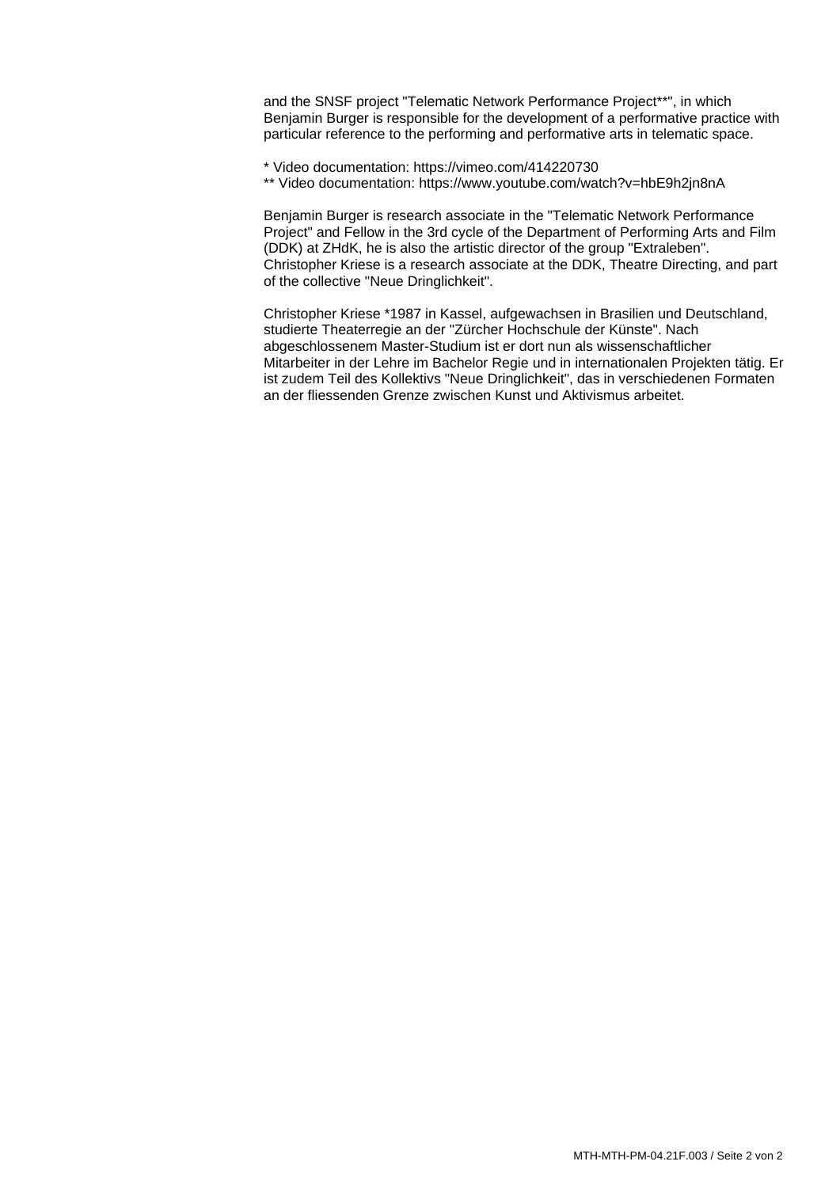and the SNSF project "Telematic Network Performance Project**", in which Benjamin Burger is responsible for the development of a performative practice with particular reference to the performing and performative arts in telematic space.

* Video documentation: https://vimeo.com/414220730
** Video documentation: https://www.youtube.com/watch?v=hbE9h2jn8nA

Benjamin Burger is research associate in the "Telematic Network Performance Project" and Fellow in the 3rd cycle of the Department of Performing Arts and Film (DDK) at ZHdK, he is also the artistic director of the group "Extraleben". Christopher Kriese is a research associate at the DDK, Theatre Directing, and part of the collective "Neue Dringlichkeit".

Christopher Kriese *1987 in Kassel, aufgewachsen in Brasilien und Deutschland, studierte Theaterregie an der "Zürcher Hochschule der Künste". Nach abgeschlossenem Master-Studium ist er dort nun als wissenschaftlicher Mitarbeiter in der Lehre im Bachelor Regie und in internationalen Projekten tätig. Er ist zudem Teil des Kollektivs "Neue Dringlichkeit", das in verschiedenen Formaten an der fliessenden Grenze zwischen Kunst und Aktivismus arbeitet.